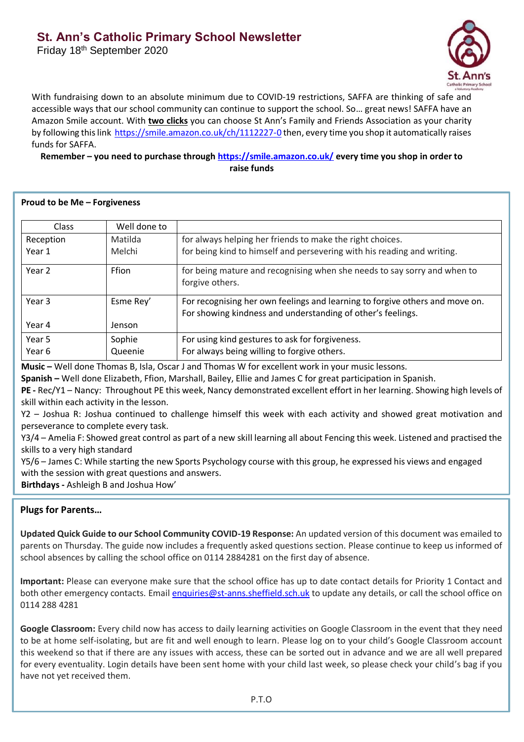# St. Ann's Catholic Primary School Newsletter

Friday 18th September 2020

With fundraising down to an absolute minimum due to COVID-19 restrictions, SAFFA are thinking of safe and accessible ways that our school community can continue to support the school. So… great news! SAFFA have an Amazon Smile account. With **two clicks** you can choose St Ann's Family and Friends Association as your charity by following this link https://smile.amazon.co.uk/ch/1112227-0 then, every time you shop it automatically raises funds for SAFFA.

**Remember – you need to purchase through https://smile.amazon.co.uk/ every time you shop in order to raise funds**

**Proud to be Me – Forgiveness**

| Class | Well done to | |
|---|---|---|
| Reception<br>Year 1 | Matilda<br>Melchi | for always helping her friends to make the right choices.<br>for being kind to himself and persevering with his reading and writing. |
| Year 2 | Ffion | for being mature and recognising when she needs to say sorry and when to forgive others. |
| Year 3<br><br>Year 4 | Esme Rey'<br><br>Jenson | For recognising her own feelings and learning to forgive others and move on.<br>For showing kindness and understanding of other's feelings. |
| Year 5<br>Year 6 | Sophie<br>Queenie | For using kind gestures to ask for forgiveness.<br>For always being willing to forgive others. |

**Music –** Well done Thomas B, Isla, Oscar J and Thomas W for excellent work in your music lessons.

**Spanish –** Well done Elizabeth, Ffion, Marshall, Bailey, Ellie and James C for great participation in Spanish.

**PE -** Rec/Y1 – Nancy: Throughout PE this week, Nancy demonstrated excellent effort in her learning. Showing high levels of skill within each activity in the lesson.

Y2 – Joshua R: Joshua continued to challenge himself this week with each activity and showed great motivation and perseverance to complete every task.

Y3/4 – Amelia F: Showed great control as part of a new skill learning all about Fencing this week. Listened and practised the skills to a very high standard

Y5/6 – James C: While starting the new Sports Psychology course with this group, he expressed his views and engaged with the session with great questions and answers.

**Birthdays -** Ashleigh B and Joshua How'

**Plugs for Parents…**

**Updated Quick Guide to our School Community COVID-19 Response:** An updated version of this document was emailed to parents on Thursday. The guide now includes a frequently asked questions section. Please continue to keep us informed of school absences by calling the school office on 0114 2884281 on the first day of absence.

**Important:** Please can everyone make sure that the school office has up to date contact details for Priority 1 Contact and both other emergency contacts. Email enquiries@st-anns.sheffield.sch.uk to update any details, or call the school office on 0114 288 4281

**Google Classroom:** Every child now has access to daily learning activities on Google Classroom in the event that they need to be at home self-isolating, but are fit and well enough to learn. Please log on to your child's Google Classroom account this weekend so that if there are any issues with access, these can be sorted out in advance and we are all well prepared for every eventuality. Login details have been sent home with your child last week, so please check your child's bag if you have not yet received them.

P.T.O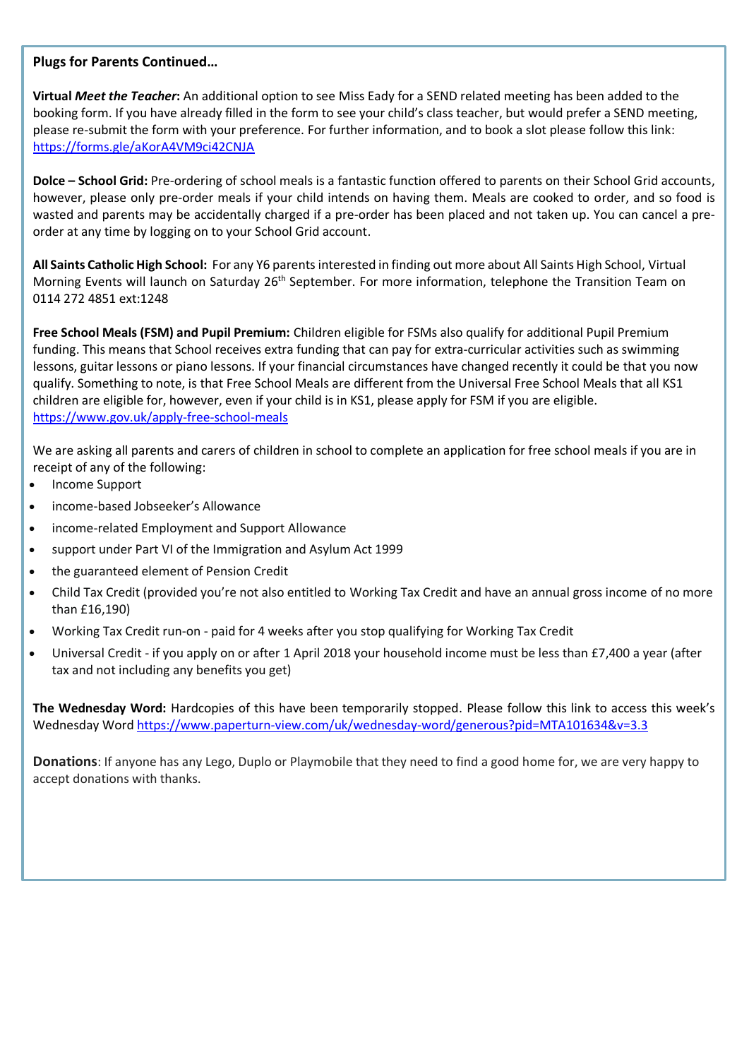**Plugs for Parents Continued…**

**Virtual *Meet the Teacher*:** An additional option to see Miss Eady for a SEND related meeting has been added to the booking form. If you have already filled in the form to see your child's class teacher, but would prefer a SEND meeting, please re-submit the form with your preference. For further information, and to book a slot please follow this link: https://forms.gle/aKorA4VM9ci42CNJA

**Dolce – School Grid:** Pre-ordering of school meals is a fantastic function offered to parents on their School Grid accounts, however, please only pre-order meals if your child intends on having them. Meals are cooked to order, and so food is wasted and parents may be accidentally charged if a pre-order has been placed and not taken up. You can cancel a pre-order at any time by logging on to your School Grid account.

**All Saints Catholic High School:** For any Y6 parents interested in finding out more about All Saints High School, Virtual Morning Events will launch on Saturday 26th September. For more information, telephone the Transition Team on 0114 272 4851 ext:1248

**Free School Meals (FSM) and Pupil Premium:** Children eligible for FSMs also qualify for additional Pupil Premium funding. This means that School receives extra funding that can pay for extra-curricular activities such as swimming lessons, guitar lessons or piano lessons. If your financial circumstances have changed recently it could be that you now qualify. Something to note, is that Free School Meals are different from the Universal Free School Meals that all KS1 children are eligible for, however, even if your child is in KS1, please apply for FSM if you are eligible. https://www.gov.uk/apply-free-school-meals

We are asking all parents and carers of children in school to complete an application for free school meals if you are in receipt of any of the following:

- Income Support
- income-based Jobseeker's Allowance
- income-related Employment and Support Allowance
- support under Part VI of the Immigration and Asylum Act 1999
- the guaranteed element of Pension Credit
- Child Tax Credit (provided you're not also entitled to Working Tax Credit and have an annual gross income of no more than £16,190)
- Working Tax Credit run-on - paid for 4 weeks after you stop qualifying for Working Tax Credit
- Universal Credit - if you apply on or after 1 April 2018 your household income must be less than £7,400 a year (after tax and not including any benefits you get)

**The Wednesday Word:** Hardcopies of this have been temporarily stopped. Please follow this link to access this week's Wednesday Word https://www.paperturn-view.com/uk/wednesday-word/generous?pid=MTA101634&v=3.3

**Donations**: If anyone has any Lego, Duplo or Playmobile that they need to find a good home for, we are very happy to accept donations with thanks.